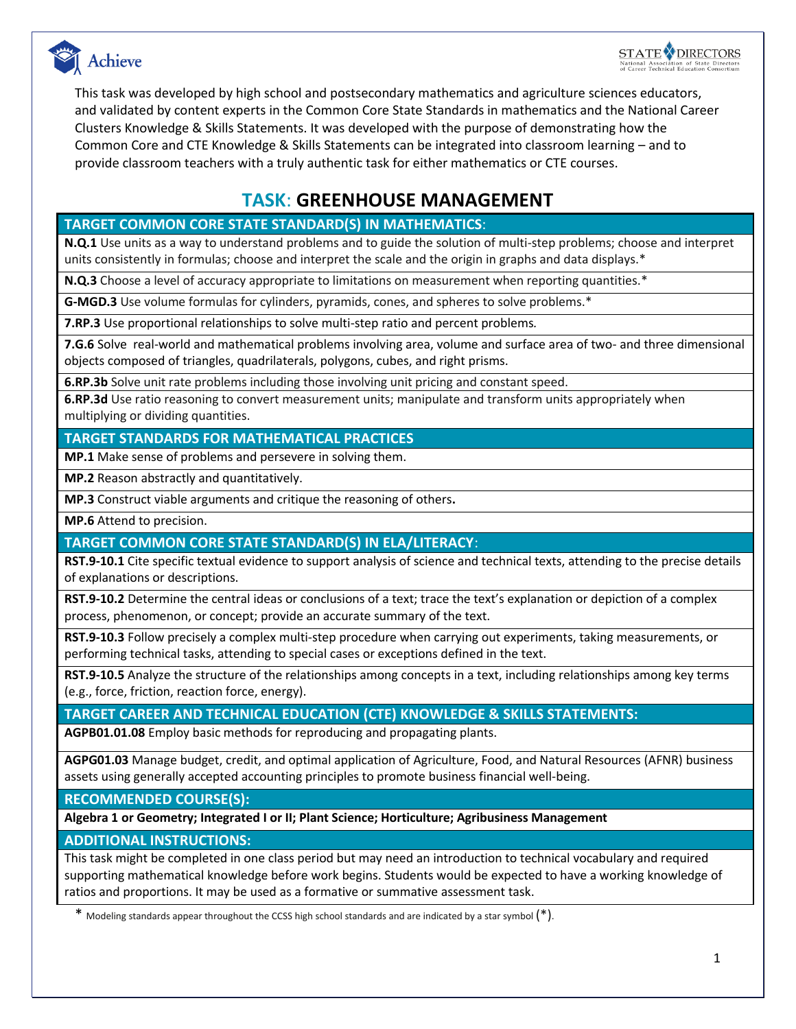This task was developed by high school and postsecondary mathematics and agriculture sciences educators, and validated by content experts in the Common Core State Standards in mathematics and the National Career Clusters Knowledge & Skills Statements. It was developed with the purpose of demonstrating how the Common Core and CTE Knowledge & Skills Statements can be integrated into classroom learning – and to provide classroom teachers with a truly authentic task for either mathematics or CTE courses.

# TASK: GREENHOUSE MANAGEMENT

## TARGET COMMON CORE STATE STANDARD(S) IN MATHEMATICS:

**N.Q.1** Use units as a way to understand problems and to guide the solution of multi-step problems; choose and interpret units consistently in formulas; choose and interpret the scale and the origin in graphs and data displays.*

**N.Q.3** Choose a level of accuracy appropriate to limitations on measurement when reporting quantities.*

**G-MGD.3** Use volume formulas for cylinders, pyramids, cones, and spheres to solve problems.*

**7.RP.3** Use proportional relationships to solve multi-step ratio and percent problems.

**7.G.6** Solve real-world and mathematical problems involving area, volume and surface area of two- and three dimensional objects composed of triangles, quadrilaterals, polygons, cubes, and right prisms.

**6.RP.3b** Solve unit rate problems including those involving unit pricing and constant speed.

**6.RP.3d** Use ratio reasoning to convert measurement units; manipulate and transform units appropriately when multiplying or dividing quantities.

## TARGET STANDARDS FOR MATHEMATICAL PRACTICES

**MP.1** Make sense of problems and persevere in solving them.

**MP.2** Reason abstractly and quantitatively.

**MP.3** Construct viable arguments and critique the reasoning of others**.**

**MP.6** Attend to precision.

## TARGET COMMON CORE STATE STANDARD(S) IN ELA/LITERACY:

**RST.9-10.1** Cite specific textual evidence to support analysis of science and technical texts, attending to the precise details of explanations or descriptions.

**RST.9-10.2** Determine the central ideas or conclusions of a text; trace the text's explanation or depiction of a complex process, phenomenon, or concept; provide an accurate summary of the text.

**RST.9-10.3** Follow precisely a complex multi-step procedure when carrying out experiments, taking measurements, or performing technical tasks, attending to special cases or exceptions defined in the text.

**RST.9-10.5** Analyze the structure of the relationships among concepts in a text, including relationships among key terms (e.g., force, friction, reaction force, energy).

## TARGET CAREER AND TECHNICAL EDUCATION (CTE) KNOWLEDGE & SKILLS STATEMENTS:

**AGPB01.01.08** Employ basic methods for reproducing and propagating plants.

**AGPG01.03** Manage budget, credit, and optimal application of Agriculture, Food, and Natural Resources (AFNR) business assets using generally accepted accounting principles to promote business financial well-being.

## RECOMMENDED COURSE(S):

**Algebra 1 or Geometry; Integrated I or II; Plant Science; Horticulture; Agribusiness Management**

## ADDITIONAL INSTRUCTIONS:

This task might be completed in one class period but may need an introduction to technical vocabulary and required supporting mathematical knowledge before work begins. Students would be expected to have a working knowledge of ratios and proportions. It may be used as a formative or summative assessment task.

* Modeling standards appear throughout the CCSS high school standards and are indicated by a star symbol (*).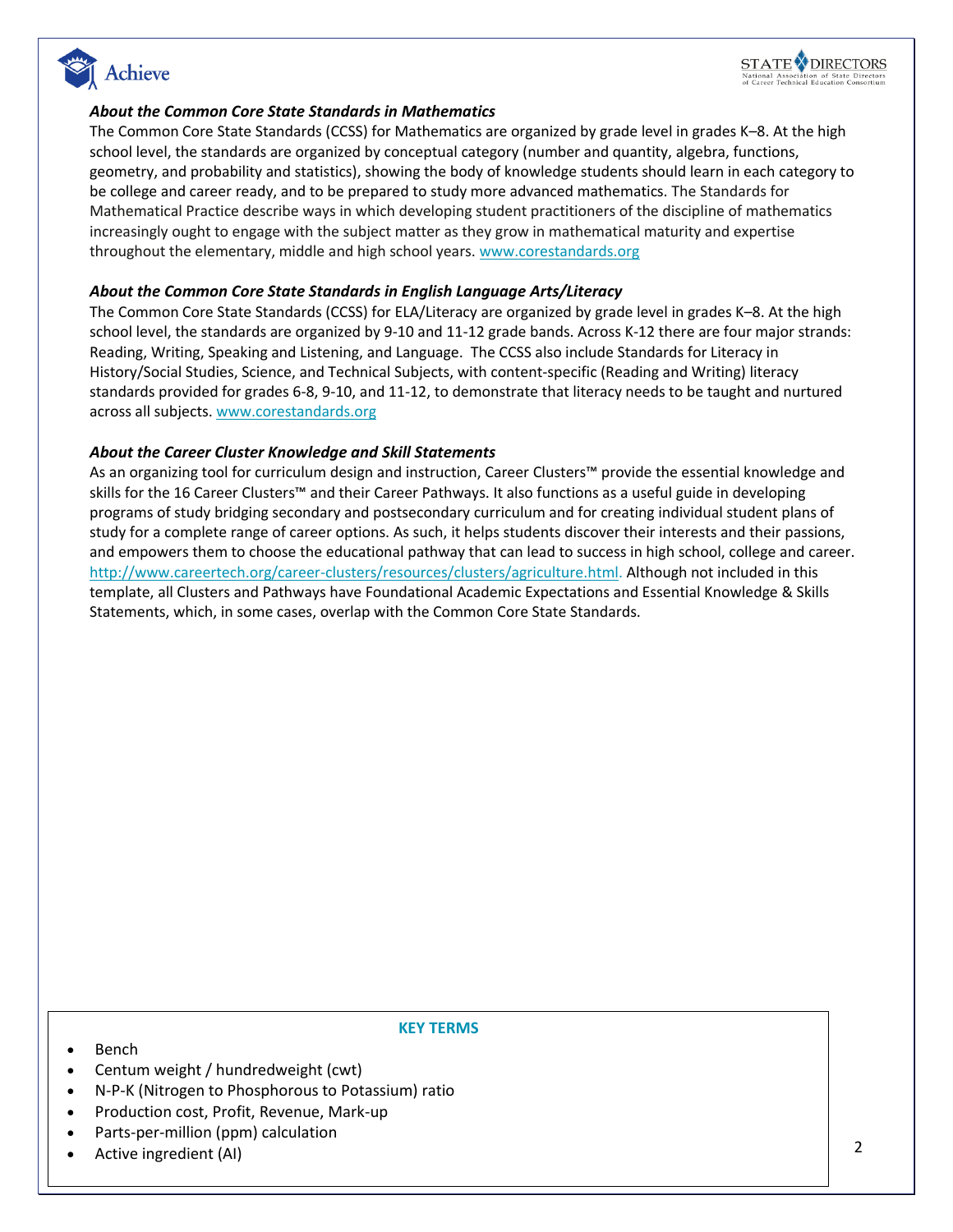### *About the Common Core State Standards in Mathematics*

The Common Core State Standards (CCSS) for Mathematics are organized by grade level in grades K–8. At the high school level, the standards are organized by conceptual category (number and quantity, algebra, functions, geometry, and probability and statistics), showing the body of knowledge students should learn in each category to be college and career ready, and to be prepared to study more advanced mathematics. The Standards for Mathematical Practice describe ways in which developing student practitioners of the discipline of mathematics increasingly ought to engage with the subject matter as they grow in mathematical maturity and expertise throughout the elementary, middle and high school years. www.corestandards.org

### *About the Common Core State Standards in English Language Arts/Literacy*

The Common Core State Standards (CCSS) for ELA/Literacy are organized by grade level in grades K–8. At the high school level, the standards are organized by 9-10 and 11-12 grade bands. Across K-12 there are four major strands: Reading, Writing, Speaking and Listening, and Language. The CCSS also include Standards for Literacy in History/Social Studies, Science, and Technical Subjects, with content-specific (Reading and Writing) literacy standards provided for grades 6-8, 9-10, and 11-12, to demonstrate that literacy needs to be taught and nurtured across all subjects. www.corestandards.org

### *About the Career Cluster Knowledge and Skill Statements*

As an organizing tool for curriculum design and instruction, Career Clusters™ provide the essential knowledge and skills for the 16 Career Clusters™ and their Career Pathways. It also functions as a useful guide in developing programs of study bridging secondary and postsecondary curriculum and for creating individual student plans of study for a complete range of career options. As such, it helps students discover their interests and their passions, and empowers them to choose the educational pathway that can lead to success in high school, college and career. http://www.careertech.org/career-clusters/resources/clusters/agriculture.html. Although not included in this template, all Clusters and Pathways have Foundational Academic Expectations and Essential Knowledge & Skills Statements, which, in some cases, overlap with the Common Core State Standards.

**KEY TERMS**

- Bench
- Centum weight / hundredweight (cwt)
- N-P-K (Nitrogen to Phosphorous to Potassium) ratio
- Production cost, Profit, Revenue, Mark-up
- Parts-per-million (ppm) calculation
- Active ingredient (AI)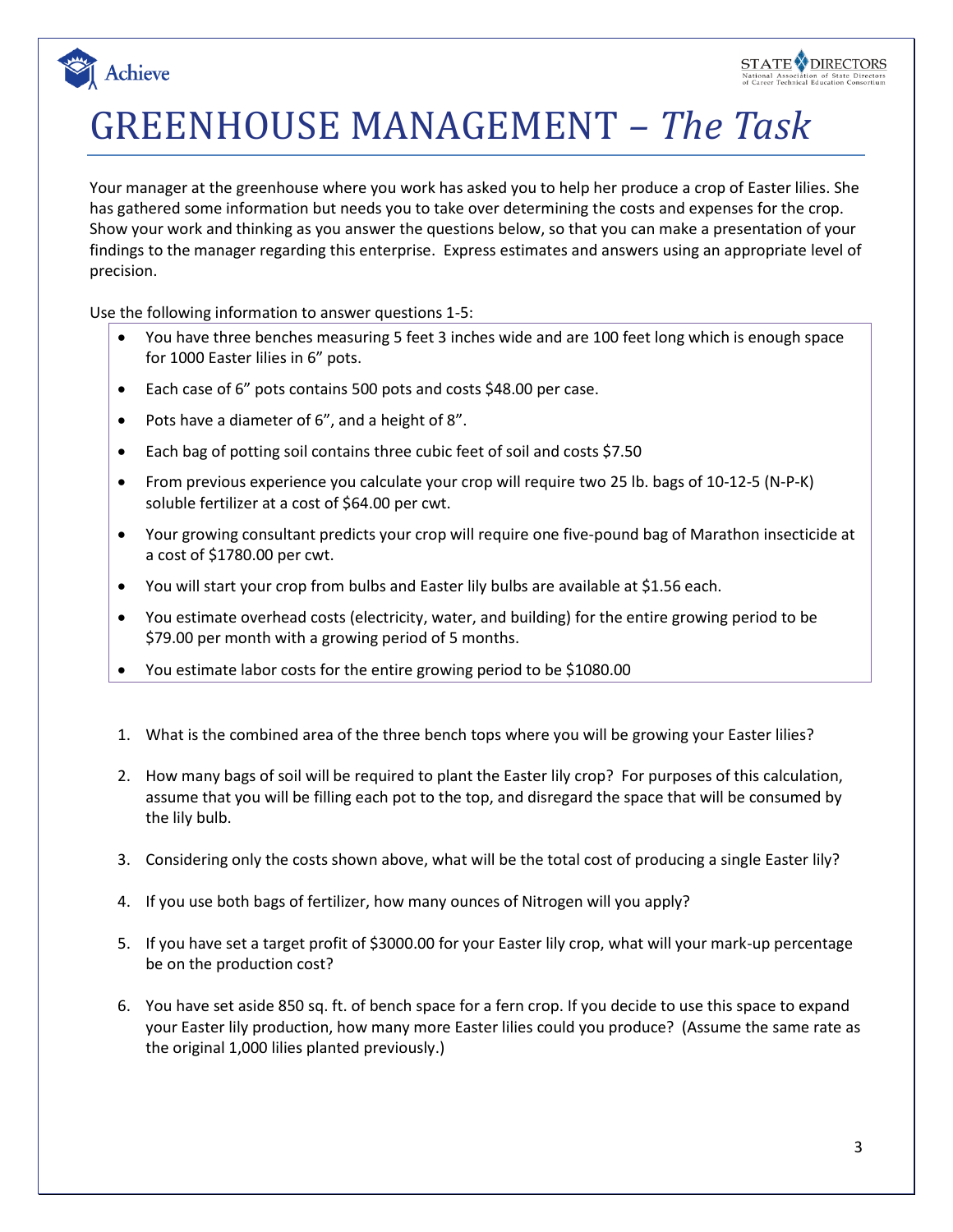# GREENHOUSE MANAGEMENT – *The Task*

Your manager at the greenhouse where you work has asked you to help her produce a crop of Easter lilies. She has gathered some information but needs you to take over determining the costs and expenses for the crop. Show your work and thinking as you answer the questions below, so that you can make a presentation of your findings to the manager regarding this enterprise. Express estimates and answers using an appropriate level of precision.

Use the following information to answer questions 1-5:

- You have three benches measuring 5 feet 3 inches wide and are 100 feet long which is enough space for 1000 Easter lilies in 6" pots.
- Each case of 6" pots contains 500 pots and costs $48.00 per case.
- Pots have a diameter of 6", and a height of 8".
- Each bag of potting soil contains three cubic feet of soil and costs $7.50
- From previous experience you calculate your crop will require two 25 lb. bags of 10-12-5 (N-P-K) soluble fertilizer at a cost of $64.00 per cwt.
- Your growing consultant predicts your crop will require one five-pound bag of Marathon insecticide at a cost of $1780.00 per cwt.
- You will start your crop from bulbs and Easter lily bulbs are available at $1.56 each.
- You estimate overhead costs (electricity, water, and building) for the entire growing period to be $79.00 per month with a growing period of 5 months.
- You estimate labor costs for the entire growing period to be $1080.00

1. What is the combined area of the three bench tops where you will be growing your Easter lilies?
2. How many bags of soil will be required to plant the Easter lily crop? For purposes of this calculation, assume that you will be filling each pot to the top, and disregard the space that will be consumed by the lily bulb.
3. Considering only the costs shown above, what will be the total cost of producing a single Easter lily?
4. If you use both bags of fertilizer, how many ounces of Nitrogen will you apply?
5. If you have set a target profit of $3000.00 for your Easter lily crop, what will your mark-up percentage be on the production cost?
6. You have set aside 850 sq. ft. of bench space for a fern crop. If you decide to use this space to expand your Easter lily production, how many more Easter lilies could you produce? (Assume the same rate as the original 1,000 lilies planted previously.)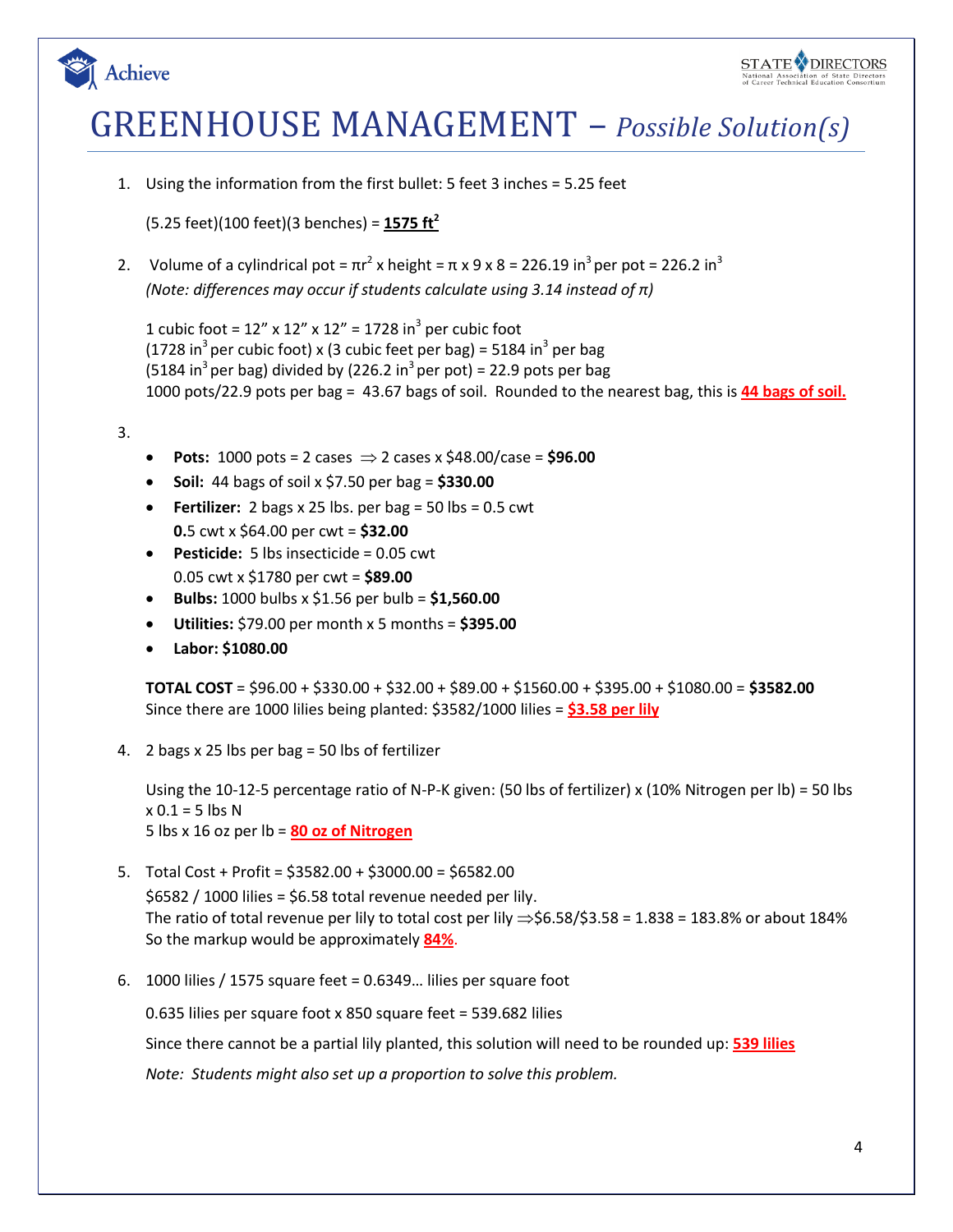# GREENHOUSE MANAGEMENT – *Possible Solution(s)*

1. Using the information from the first bullet: 5 feet 3 inches = 5.25 feet

   (5.25 feet)(100 feet)(3 benches) = **$1575\ ft^2$**

2. Volume of a cylindrical pot = $\pi r^2$ x height = $\pi$ x 9 x 8 = 226.19 $in^3$ per pot = 226.2 $in^3$
   *(Note: differences may occur if students calculate using 3.14 instead of $\pi$)*

   1 cubic foot = 12" x 12" x 12" = 1728 $in^3$ per cubic foot
   (1728 $in^3$ per cubic foot) x (3 cubic feet per bag) = 5184 $in^3$ per bag
   (5184 $in^3$ per bag) divided by (226.2 $in^3$ per pot) = 22.9 pots per bag
   1000 pots/22.9 pots per bag = 43.67 bags of soil. Rounded to the nearest bag, this is **44 bags of soil.**

3.
   - **Pots:** 1000 pots = 2 cases $\Rightarrow$ 2 cases x \$48.00/case = **\$96.00**
   - **Soil:** 44 bags of soil x \$7.50 per bag = **\$330.00**
   - **Fertilizer:** 2 bags x 25 lbs. per bag = 50 lbs = 0.5 cwt
     **0.**5 cwt x \$64.00 per cwt = **\$32.00**
   - **Pesticide:** 5 lbs insecticide = 0.05 cwt
     0.05 cwt x \$1780 per cwt = **\$89.00**
   - **Bulbs:** 1000 bulbs x \$1.56 per bulb = **\$1,560.00**
   - **Utilities:** \$79.00 per month x 5 months = **\$395.00**
   - **Labor: \$1080.00**

   **TOTAL COST** = \$96.00 + \$330.00 + \$32.00 + \$89.00 + \$1560.00 + \$395.00 + \$1080.00 = **\$3582.00**
   Since there are 1000 lilies being planted: \$3582/1000 lilies = **\$3.58 per lily**

4. 2 bags x 25 lbs per bag = 50 lbs of fertilizer

   Using the 10-12-5 percentage ratio of N-P-K given: (50 lbs of fertilizer) x (10% Nitrogen per lb) = 50 lbs x 0.1 = 5 lbs N
   5 lbs x 16 oz per lb = **80 oz of Nitrogen**

5. Total Cost + Profit = \$3582.00 + \$3000.00 = \$6582.00
   \$6582 / 1000 lilies = \$6.58 total revenue needed per lily.
   The ratio of total revenue per lily to total cost per lily $\Rightarrow$\$6.58/\$3.58 = 1.838 = 183.8% or about 184%
   So the markup would be approximately **84%**.

6. 1000 lilies / 1575 square feet = 0.6349… lilies per square foot

   0.635 lilies per square foot x 850 square feet = 539.682 lilies

   Since there cannot be a partial lily planted, this solution will need to be rounded up: **539 lilies**

   *Note: Students might also set up a proportion to solve this problem.*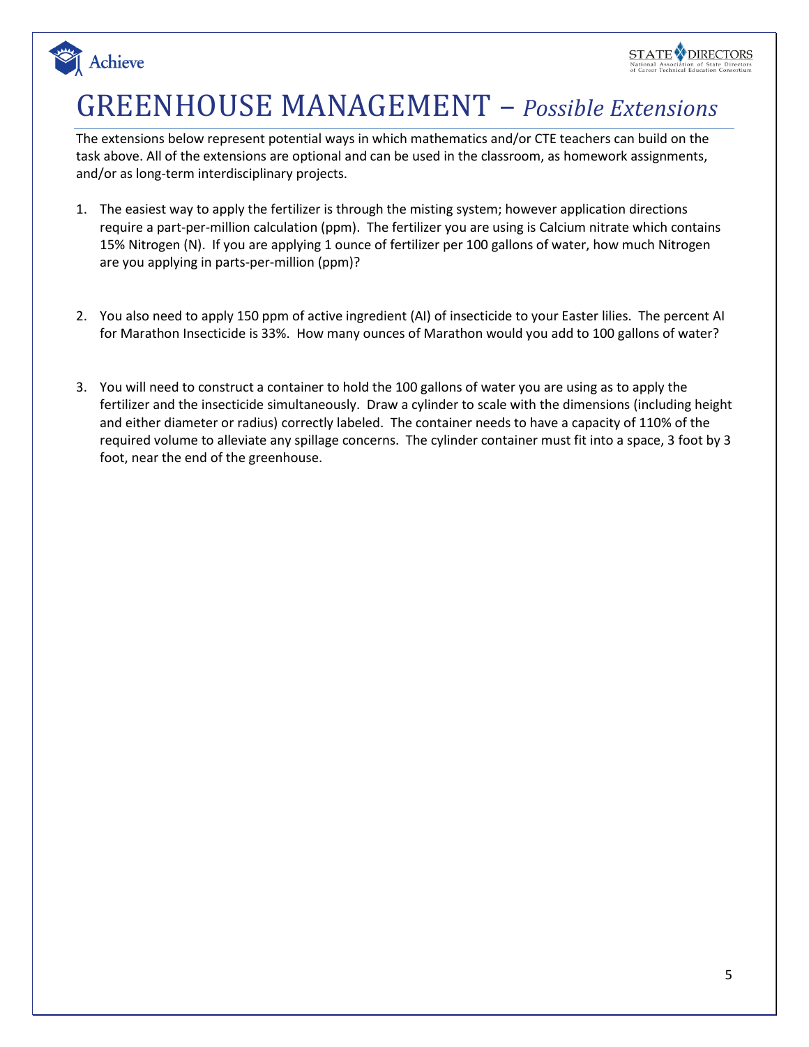# GREENHOUSE MANAGEMENT – *Possible Extensions*

The extensions below represent potential ways in which mathematics and/or CTE teachers can build on the task above. All of the extensions are optional and can be used in the classroom, as homework assignments, and/or as long-term interdisciplinary projects.

1. The easiest way to apply the fertilizer is through the misting system; however application directions require a part-per-million calculation (ppm). The fertilizer you are using is Calcium nitrate which contains 15% Nitrogen (N). If you are applying 1 ounce of fertilizer per 100 gallons of water, how much Nitrogen are you applying in parts-per-million (ppm)?

2. You also need to apply 150 ppm of active ingredient (AI) of insecticide to your Easter lilies. The percent AI for Marathon Insecticide is 33%. How many ounces of Marathon would you add to 100 gallons of water?

3. You will need to construct a container to hold the 100 gallons of water you are using as to apply the fertilizer and the insecticide simultaneously. Draw a cylinder to scale with the dimensions (including height and either diameter or radius) correctly labeled. The container needs to have a capacity of 110% of the required volume to alleviate any spillage concerns. The cylinder container must fit into a space, 3 foot by 3 foot, near the end of the greenhouse.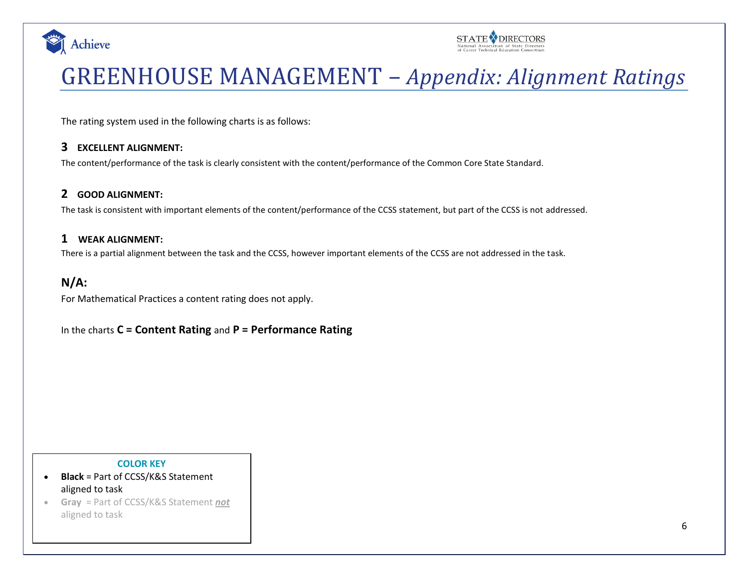# GREENHOUSE MANAGEMENT – *Appendix: Alignment Ratings*

The rating system used in the following charts is as follows:

### 3 EXCELLENT ALIGNMENT:

The content/performance of the task is clearly consistent with the content/performance of the Common Core State Standard.

### 2 GOOD ALIGNMENT:

The task is consistent with important elements of the content/performance of the CCSS statement, but part of the CCSS is not addressed.

### 1 WEAK ALIGNMENT:

There is a partial alignment between the task and the CCSS, however important elements of the CCSS are not addressed in the task.

### N/A:

For Mathematical Practices a content rating does not apply.

In the charts **C = Content Rating** and **P = Performance Rating**

**COLOR KEY**

- **Black** = Part of CCSS/K&S Statement aligned to task
- **Gray** = Part of CCSS/K&S Statement ***not*** aligned to task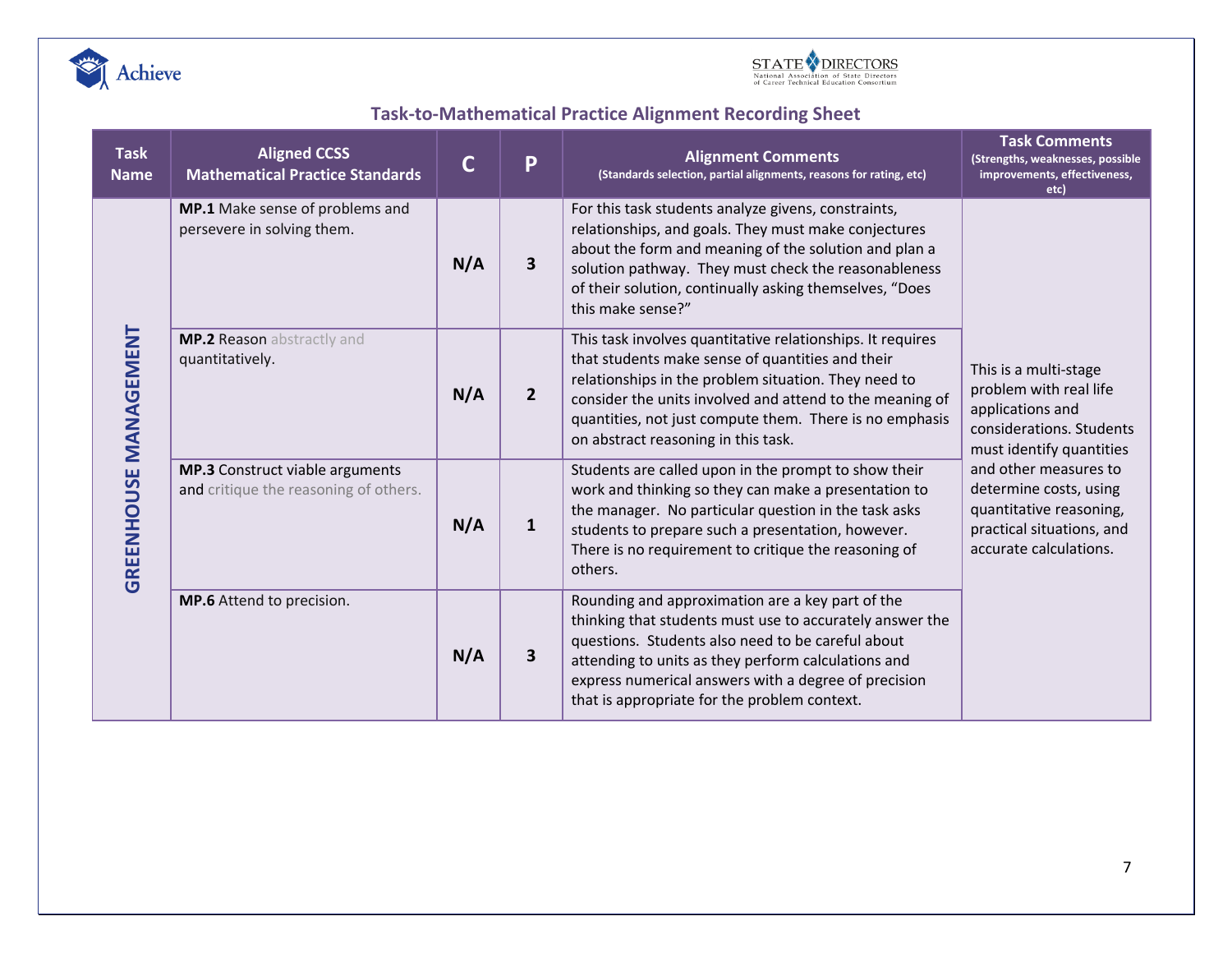## Task-to-Mathematical Practice Alignment Recording Sheet

| Task Name | Aligned CCSS Mathematical Practice Standards | C | P | Alignment Comments (Standards selection, partial alignments, reasons for rating, etc) | Task Comments (Strengths, weaknesses, possible improvements, effectiveness, etc) |
|---|---|---|---|---|---|
| GREENHOUSE MANAGEMENT | **MP.1** Make sense of problems and persevere in solving them. | N/A | 3 | For this task students analyze givens, constraints, relationships, and goals. They must make conjectures about the form and meaning of the solution and plan a solution pathway. They must check the reasonableness of their solution, continually asking themselves, "Does this make sense?" | This is a multi-stage problem with real life applications and considerations. Students must identify quantities and other measures to determine costs, using quantitative reasoning, practical situations, and accurate calculations. |
| | **MP.2** Reason abstractly and quantitatively. | N/A | 2 | This task involves quantitative relationships. It requires that students make sense of quantities and their relationships in the problem situation. They need to consider the units involved and attend to the meaning of quantities, not just compute them. There is no emphasis on abstract reasoning in this task. | |
| | **MP.3** Construct viable arguments and critique the reasoning of others. | N/A | 1 | Students are called upon in the prompt to show their work and thinking so they can make a presentation to the manager. No particular question in the task asks students to prepare such a presentation, however. There is no requirement to critique the reasoning of others. | |
| | **MP.6** Attend to precision. | N/A | 3 | Rounding and approximation are a key part of the thinking that students must use to accurately answer the questions. Students also need to be careful about attending to units as they perform calculations and express numerical answers with a degree of precision that is appropriate for the problem context. | |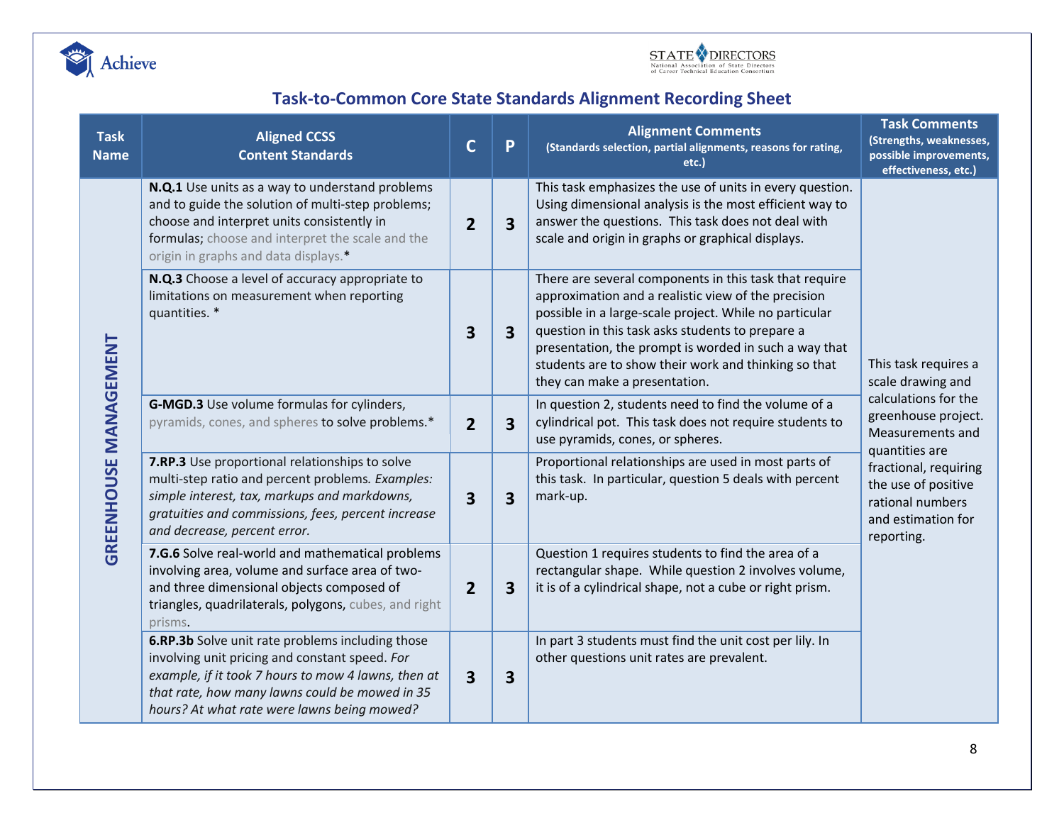## Task-to-Common Core State Standards Alignment Recording Sheet

| Task Name | Aligned CCSS Content Standards | C | P | Alignment Comments (Standards selection, partial alignments, reasons for rating, etc.) | Task Comments (Strengths, weaknesses, possible improvements, effectiveness, etc.) |
|---|---|---|---|---|---|
| GREENHOUSE MANAGEMENT | **N.Q.1** Use units as a way to understand problems and to guide the solution of multi-step problems; choose and interpret units consistently in formulas; choose and interpret the scale and the origin in graphs and data displays.* | 2 | 3 | This task emphasizes the use of units in every question. Using dimensional analysis is the most efficient way to answer the questions. This task does not deal with scale and origin in graphs or graphical displays. | This task requires a scale drawing and calculations for the greenhouse project. Measurements and quantities are fractional, requiring the use of positive rational numbers and estimation for reporting. |
| | **N.Q.3** Choose a level of accuracy appropriate to limitations on measurement when reporting quantities. * | 3 | 3 | There are several components in this task that require approximation and a realistic view of the precision possible in a large-scale project. While no particular question in this task asks students to prepare a presentation, the prompt is worded in such a way that students are to show their work and thinking so that they can make a presentation. | |
| | **G-MGD.3** Use volume formulas for cylinders, pyramids, cones, and spheres to solve problems.* | 2 | 3 | In question 2, students need to find the volume of a cylindrical pot. This task does not require students to use pyramids, cones, or spheres. | |
| | **7.RP.3** Use proportional relationships to solve multi-step ratio and percent problems. *Examples: simple interest, tax, markups and markdowns, gratuities and commissions, fees, percent increase and decrease, percent error.* | 3 | 3 | Proportional relationships are used in most parts of this task. In particular, question 5 deals with percent mark-up. | |
| | **7.G.6** Solve real-world and mathematical problems involving area, volume and surface area of two- and three dimensional objects composed of triangles, quadrilaterals, polygons, cubes, and right prisms. | 2 | 3 | Question 1 requires students to find the area of a rectangular shape. While question 2 involves volume, it is of a cylindrical shape, not a cube or right prism. | |
| | **6.RP.3b** Solve unit rate problems including those involving unit pricing and constant speed. *For example, if it took 7 hours to mow 4 lawns, then at that rate, how many lawns could be mowed in 35 hours? At what rate were lawns being mowed?* | 3 | 3 | In part 3 students must find the unit cost per lily. In other questions unit rates are prevalent. | |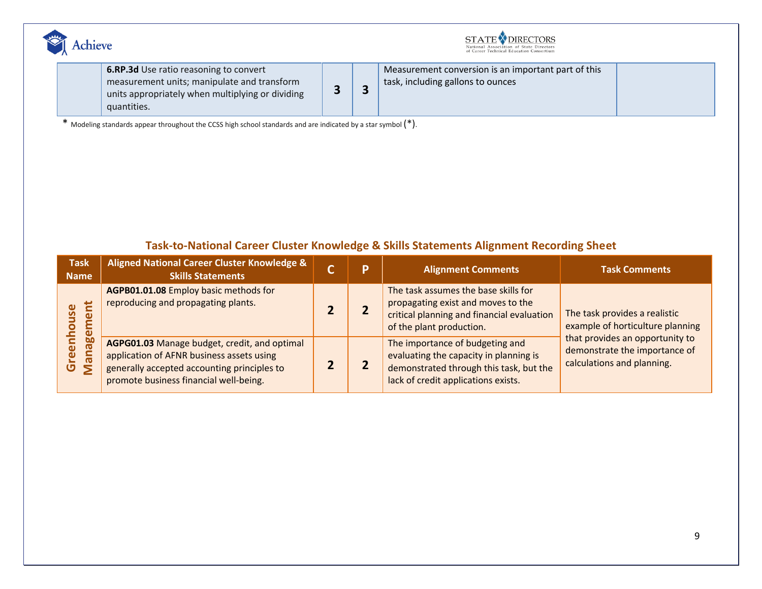| | | | | | |
|---|---|---|---|---|---|
| | **6.RP.3d** Use ratio reasoning to convert measurement units; manipulate and transform units appropriately when multiplying or dividing quantities. | **3** | **3** | Measurement conversion is an important part of this task, including gallons to ounces | |

* Modeling standards appear throughout the CCSS high school standards and are indicated by a star symbol (*).

## Task-to-National Career Cluster Knowledge & Skills Statements Alignment Recording Sheet

| Task Name | Aligned National Career Cluster Knowledge & Skills Statements | C | P | Alignment Comments | Task Comments |
|---|---|---|---|---|---|
| **Greenhouse Management** | **AGPB01.01.08** Employ basic methods for reproducing and propagating plants. | **2** | **2** | The task assumes the base skills for propagating exist and moves to the critical planning and financial evaluation of the plant production. | The task provides a realistic example of horticulture planning that provides an opportunity to demonstrate the importance of calculations and planning. |
| | **AGPG01.03** Manage budget, credit, and optimal application of AFNR business assets using generally accepted accounting principles to promote business financial well-being. | **2** | **2** | The importance of budgeting and evaluating the capacity in planning is demonstrated through this task, but the lack of credit applications exists. | |